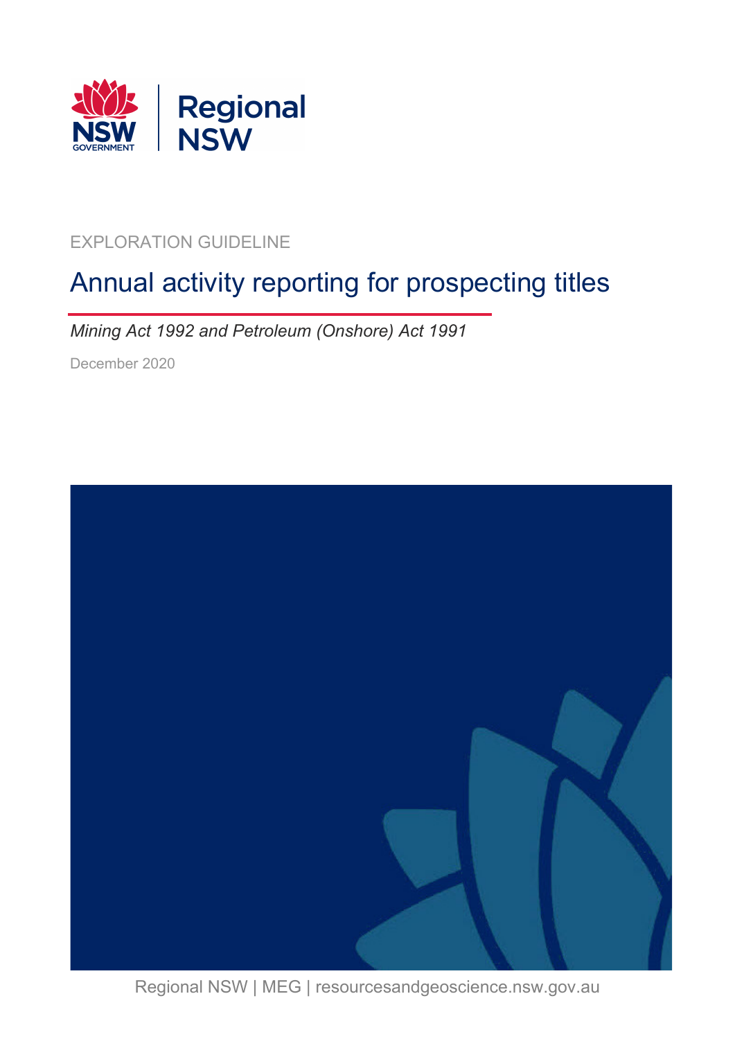EXPLORATION GUIDELINE

# Annual activity reporting for prospecting titles

*Mining Act 1992 and Petroleum (Onshore) Act 1991*

December 2020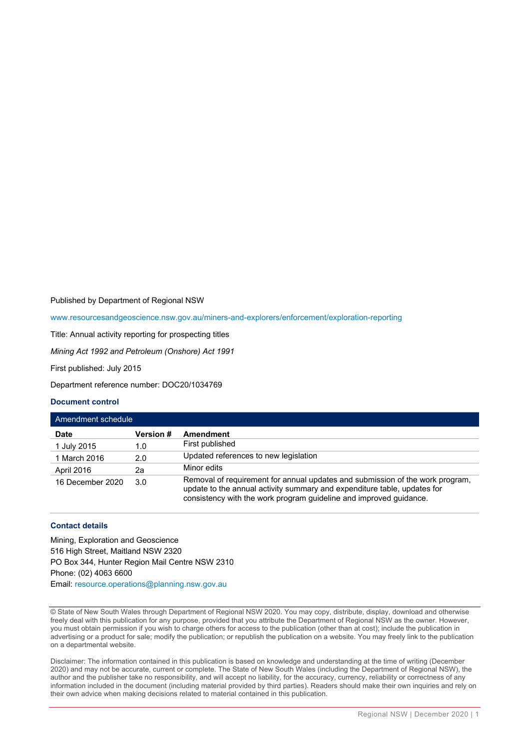Published by Department of Regional NSW

www.resourcesandgeoscience.nsw.gov.au/miners-and-explorers/enforcement/exploration-reporting

Title: Annual activity reporting for prospecting titles

*Mining Act 1992 and Petroleum (Onshore) Act 1991*

First published: July 2015

Department reference number: DOC20/1034769

### Document control

| Amendment schedule | | |
|---|---|---|
| **Date** | **Version #** | **Amendment** |
| 1 July 2015 | 1.0 | First published |
| 1 March 2016 | 2.0 | Updated references to new legislation |
| April 2016 | 2a | Minor edits |
| 16 December 2020 | 3.0 | Removal of requirement for annual updates and submission of the work program, update to the annual activity summary and expenditure table, updates for consistency with the work program guideline and improved guidance. |

### Contact details

Mining, Exploration and Geoscience
516 High Street, Maitland NSW 2320
PO Box 344, Hunter Region Mail Centre NSW 2310
Phone: (02) 4063 6600
Email: resource.operations@planning.nsw.gov.au

© State of New South Wales through Department of Regional NSW 2020. You may copy, distribute, display, download and otherwise freely deal with this publication for any purpose, provided that you attribute the Department of Regional NSW as the owner. However, you must obtain permission if you wish to charge others for access to the publication (other than at cost); include the publication in advertising or a product for sale; modify the publication; or republish the publication on a website. You may freely link to the publication on a departmental website.

Disclaimer: The information contained in this publication is based on knowledge and understanding at the time of writing (December 2020) and may not be accurate, current or complete. The State of New South Wales (including the Department of Regional NSW), the author and the publisher take no responsibility, and will accept no liability, for the accuracy, currency, reliability or correctness of any information included in the document (including material provided by third parties). Readers should make their own inquiries and rely on their own advice when making decisions related to material contained in this publication.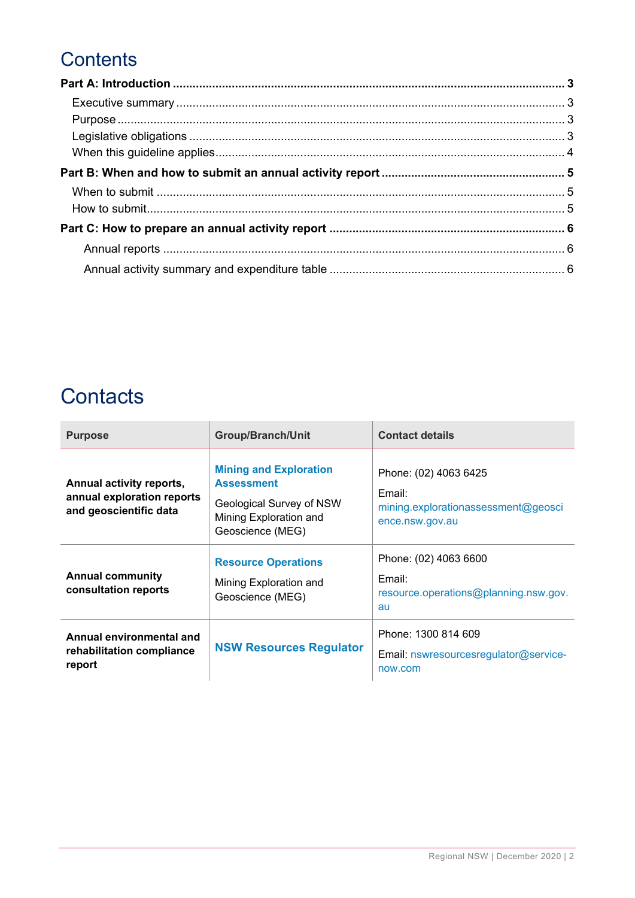# Contents

**Part A: Introduction** ........ **3**

- Executive summary ........ 3
- Purpose ........ 3
- Legislative obligations ........ 3
- When this guideline applies ........ 4

**Part B: When and how to submit an annual activity report** ........ **5**

- When to submit ........ 5
- How to submit ........ 5

**Part C: How to prepare an annual activity report** ........ **6**

- Annual reports ........ 6
- Annual activity summary and expenditure table ........ 6

# Contacts

| Purpose | Group/Branch/Unit | Contact details |
|---|---|---|
| **Annual activity reports, annual exploration reports and geoscientific data** | **Mining and Exploration Assessment**<br>Geological Survey of NSW Mining Exploration and Geoscience (MEG) | Phone: (02) 4063 6425<br>Email: mining.explorationassessment@geoscience.nsw.gov.au |
| **Annual community consultation reports** | **Resource Operations**<br>Mining Exploration and Geoscience (MEG) | Phone: (02) 4063 6600<br>Email: resource.operations@planning.nsw.gov.au |
| **Annual environmental and rehabilitation compliance report** | **NSW Resources Regulator** | Phone: 1300 814 609<br>Email: nswresourcesregulator@service-now.com |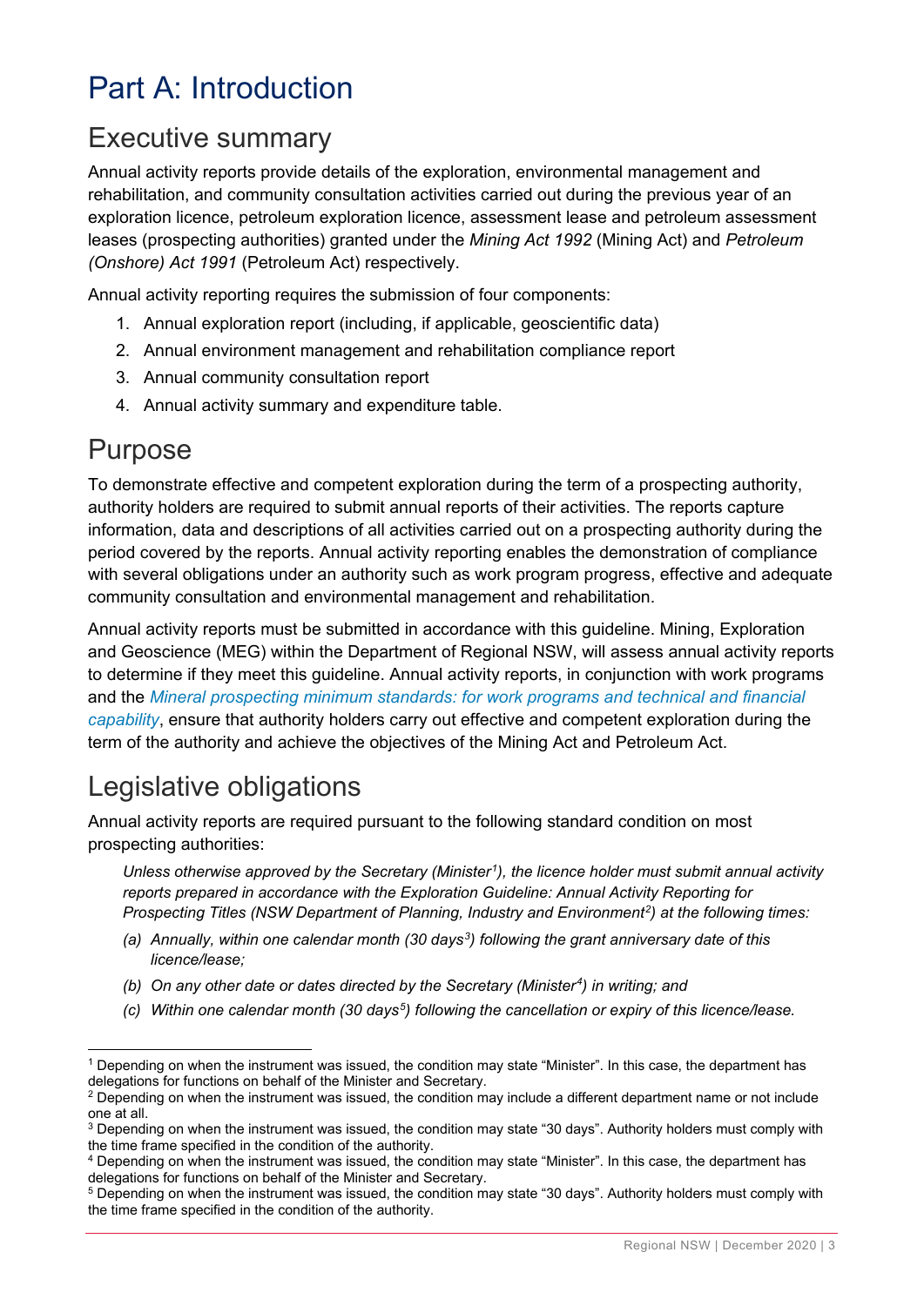# Part A: Introduction

## Executive summary

Annual activity reports provide details of the exploration, environmental management and rehabilitation, and community consultation activities carried out during the previous year of an exploration licence, petroleum exploration licence, assessment lease and petroleum assessment leases (prospecting authorities) granted under the *Mining Act 1992* (Mining Act) and *Petroleum (Onshore) Act 1991* (Petroleum Act) respectively.

Annual activity reporting requires the submission of four components:

1. Annual exploration report (including, if applicable, geoscientific data)
2. Annual environment management and rehabilitation compliance report
3. Annual community consultation report
4. Annual activity summary and expenditure table.

## Purpose

To demonstrate effective and competent exploration during the term of a prospecting authority, authority holders are required to submit annual reports of their activities. The reports capture information, data and descriptions of all activities carried out on a prospecting authority during the period covered by the reports. Annual activity reporting enables the demonstration of compliance with several obligations under an authority such as work program progress, effective and adequate community consultation and environmental management and rehabilitation.

Annual activity reports must be submitted in accordance with this guideline. Mining, Exploration and Geoscience (MEG) within the Department of Regional NSW, will assess annual activity reports to determine if they meet this guideline. Annual activity reports, in conjunction with work programs and the *Mineral prospecting minimum standards: for work programs and technical and financial capability*, ensure that authority holders carry out effective and competent exploration during the term of the authority and achieve the objectives of the Mining Act and Petroleum Act.

## Legislative obligations

Annual activity reports are required pursuant to the following standard condition on most prospecting authorities:

> *Unless otherwise approved by the Secretary (Minister[1]), the licence holder must submit annual activity reports prepared in accordance with the Exploration Guideline: Annual Activity Reporting for Prospecting Titles (NSW Department of Planning, Industry and Environment[2]) at the following times:*
>
> *(a) Annually, within one calendar month (30 days[3]) following the grant anniversary date of this licence/lease;*
>
> *(b) On any other date or dates directed by the Secretary (Minister[4]) in writing; and*
>
> *(c) Within one calendar month (30 days[5]) following the cancellation or expiry of this licence/lease.*

---

[1] Depending on when the instrument was issued, the condition may state "Minister". In this case, the department has delegations for functions on behalf of the Minister and Secretary.

[2] Depending on when the instrument was issued, the condition may include a different department name or not include one at all.

[3] Depending on when the instrument was issued, the condition may state "30 days". Authority holders must comply with the time frame specified in the condition of the authority.

[4] Depending on when the instrument was issued, the condition may state "Minister". In this case, the department has delegations for functions on behalf of the Minister and Secretary.

[5] Depending on when the instrument was issued, the condition may state "30 days". Authority holders must comply with the time frame specified in the condition of the authority.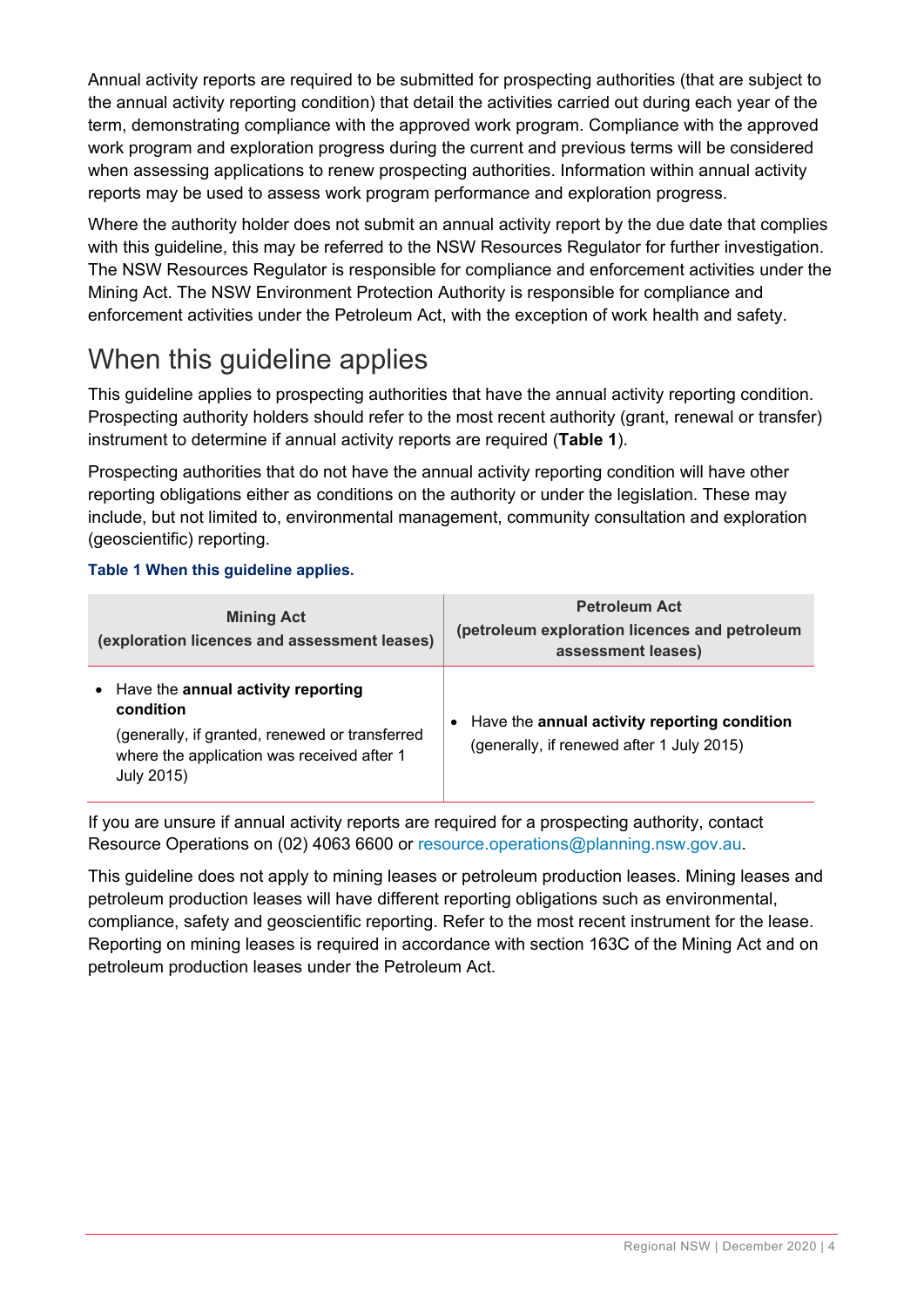Annual activity reports are required to be submitted for prospecting authorities (that are subject to the annual activity reporting condition) that detail the activities carried out during each year of the term, demonstrating compliance with the approved work program. Compliance with the approved work program and exploration progress during the current and previous terms will be considered when assessing applications to renew prospecting authorities. Information within annual activity reports may be used to assess work program performance and exploration progress.

Where the authority holder does not submit an annual activity report by the due date that complies with this guideline, this may be referred to the NSW Resources Regulator for further investigation. The NSW Resources Regulator is responsible for compliance and enforcement activities under the Mining Act. The NSW Environment Protection Authority is responsible for compliance and enforcement activities under the Petroleum Act, with the exception of work health and safety.

# When this guideline applies

This guideline applies to prospecting authorities that have the annual activity reporting condition. Prospecting authority holders should refer to the most recent authority (grant, renewal or transfer) instrument to determine if annual activity reports are required (**Table 1**).

Prospecting authorities that do not have the annual activity reporting condition will have other reporting obligations either as conditions on the authority or under the legislation. These may include, but not limited to, environmental management, community consultation and exploration (geoscientific) reporting.

**Table 1 When this guideline applies.**

| Mining Act (exploration licences and assessment leases) | Petroleum Act (petroleum exploration licences and petroleum assessment leases) |
|---|---|
| • Have the **annual activity reporting condition** (generally, if granted, renewed or transferred where the application was received after 1 July 2015) | • Have the **annual activity reporting condition** (generally, if renewed after 1 July 2015) |

If you are unsure if annual activity reports are required for a prospecting authority, contact Resource Operations on (02) 4063 6600 or resource.operations@planning.nsw.gov.au.

This guideline does not apply to mining leases or petroleum production leases. Mining leases and petroleum production leases will have different reporting obligations such as environmental, compliance, safety and geoscientific reporting. Refer to the most recent instrument for the lease. Reporting on mining leases is required in accordance with section 163C of the Mining Act and on petroleum production leases under the Petroleum Act.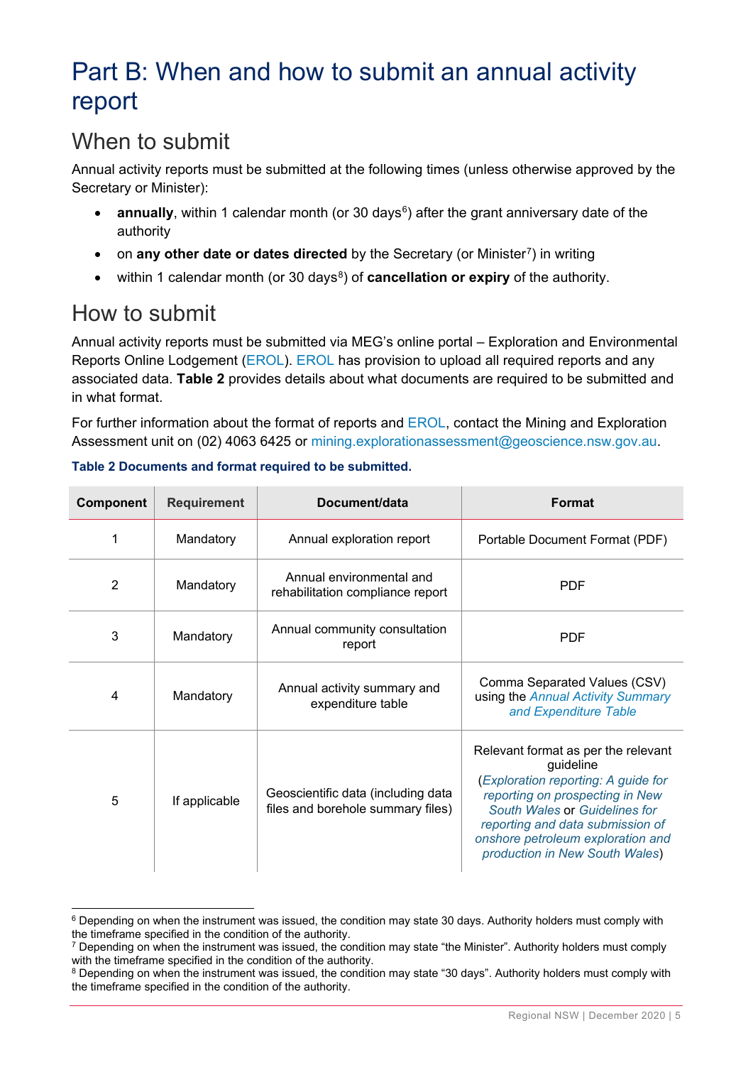# Part B: When and how to submit an annual activity report

## When to submit

Annual activity reports must be submitted at the following times (unless otherwise approved by the Secretary or Minister):

- **annually**, within 1 calendar month (or 30 days[6]) after the grant anniversary date of the authority
- on **any other date or dates directed** by the Secretary (or Minister[7]) in writing
- within 1 calendar month (or 30 days[8]) of **cancellation or expiry** of the authority.

## How to submit

Annual activity reports must be submitted via MEG's online portal – Exploration and Environmental Reports Online Lodgement (EROL). EROL has provision to upload all required reports and any associated data. **Table 2** provides details about what documents are required to be submitted and in what format.

For further information about the format of reports and EROL, contact the Mining and Exploration Assessment unit on (02) 4063 6425 or mining.explorationassessment@geoscience.nsw.gov.au.

**Table 2 Documents and format required to be submitted.**

| Component | Requirement | Document/data | Format |
|---|---|---|---|
| 1 | Mandatory | Annual exploration report | Portable Document Format (PDF) |
| 2 | Mandatory | Annual environmental and rehabilitation compliance report | PDF |
| 3 | Mandatory | Annual community consultation report | PDF |
| 4 | Mandatory | Annual activity summary and expenditure table | Comma Separated Values (CSV) using the *Annual Activity Summary and Expenditure Table* |
| 5 | If applicable | Geoscientific data (including data files and borehole summary files) | Relevant format as per the relevant guideline (*Exploration reporting: A guide for reporting on prospecting in New South Wales* or *Guidelines for reporting and data submission of onshore petroleum exploration and production in New South Wales*) |

[6] Depending on when the instrument was issued, the condition may state 30 days. Authority holders must comply with the timeframe specified in the condition of the authority.

[7] Depending on when the instrument was issued, the condition may state "the Minister". Authority holders must comply with the timeframe specified in the condition of the authority.

[8] Depending on when the instrument was issued, the condition may state "30 days". Authority holders must comply with the timeframe specified in the condition of the authority.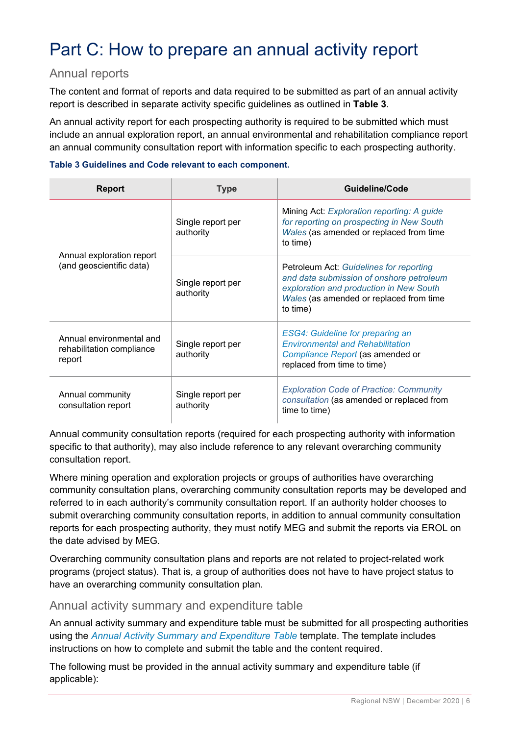# Part C: How to prepare an annual activity report

## Annual reports

The content and format of reports and data required to be submitted as part of an annual activity report is described in separate activity specific guidelines as outlined in **Table 3**.

An annual activity report for each prospecting authority is required to be submitted which must include an annual exploration report, an annual environmental and rehabilitation compliance report an annual community consultation report with information specific to each prospecting authority.

**Table 3 Guidelines and Code relevant to each component.**

| Report | Type | Guideline/Code |
|---|---|---|
| Annual exploration report (and geoscientific data) | Single report per authority | Mining Act: *Exploration reporting: A guide for reporting on prospecting in New South Wales* (as amended or replaced from time to time) |
| | Single report per authority | Petroleum Act: *Guidelines for reporting and data submission of onshore petroleum exploration and production in New South Wales* (as amended or replaced from time to time) |
| Annual environmental and rehabilitation compliance report | Single report per authority | *ESG4: Guideline for preparing an Environmental and Rehabilitation Compliance Report* (as amended or replaced from time to time) |
| Annual community consultation report | Single report per authority | *Exploration Code of Practice: Community consultation* (as amended or replaced from time to time) |

Annual community consultation reports (required for each prospecting authority with information specific to that authority), may also include reference to any relevant overarching community consultation report.

Where mining operation and exploration projects or groups of authorities have overarching community consultation plans, overarching community consultation reports may be developed and referred to in each authority's community consultation report. If an authority holder chooses to submit overarching community consultation reports, in addition to annual community consultation reports for each prospecting authority, they must notify MEG and submit the reports via EROL on the date advised by MEG.

Overarching community consultation plans and reports are not related to project-related work programs (project status). That is, a group of authorities does not have to have project status to have an overarching community consultation plan.

## Annual activity summary and expenditure table

An annual activity summary and expenditure table must be submitted for all prospecting authorities using the *Annual Activity Summary and Expenditure Table* template. The template includes instructions on how to complete and submit the table and the content required.

The following must be provided in the annual activity summary and expenditure table (if applicable):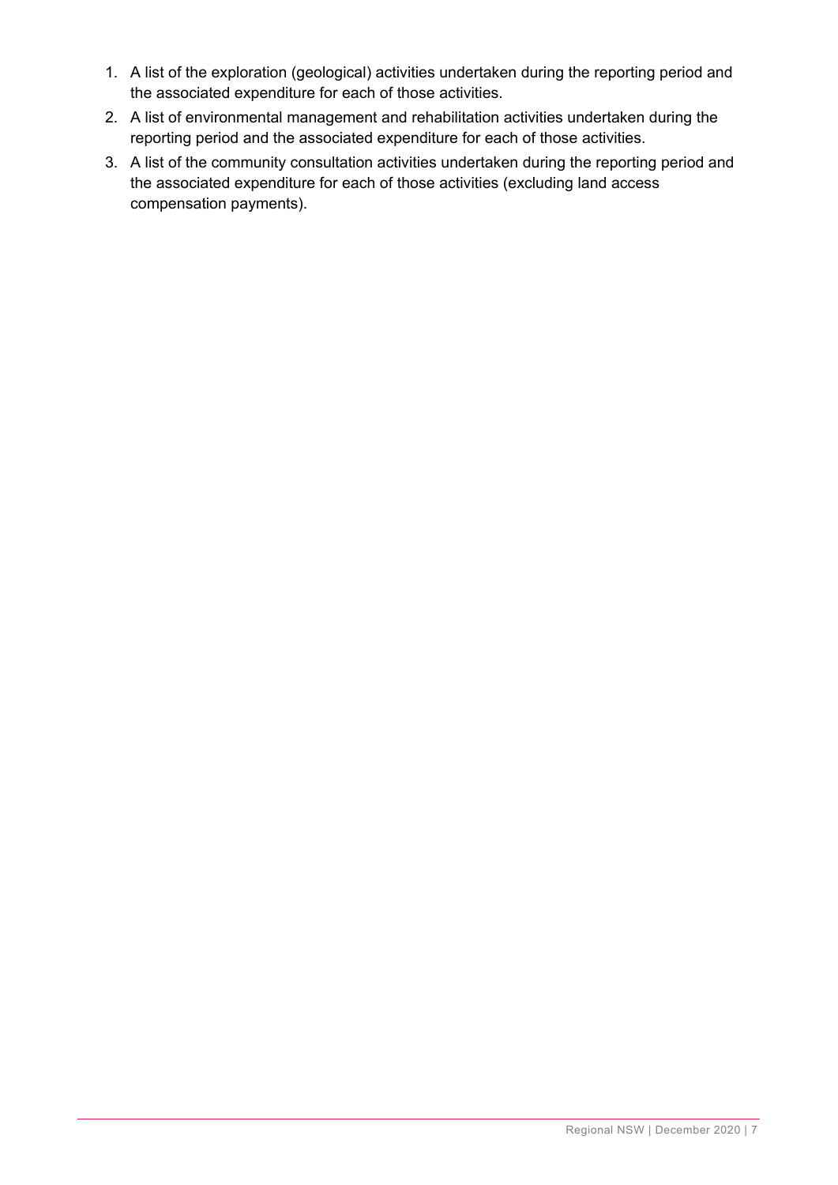1. A list of the exploration (geological) activities undertaken during the reporting period and the associated expenditure for each of those activities.
2. A list of environmental management and rehabilitation activities undertaken during the reporting period and the associated expenditure for each of those activities.
3. A list of the community consultation activities undertaken during the reporting period and the associated expenditure for each of those activities (excluding land access compensation payments).